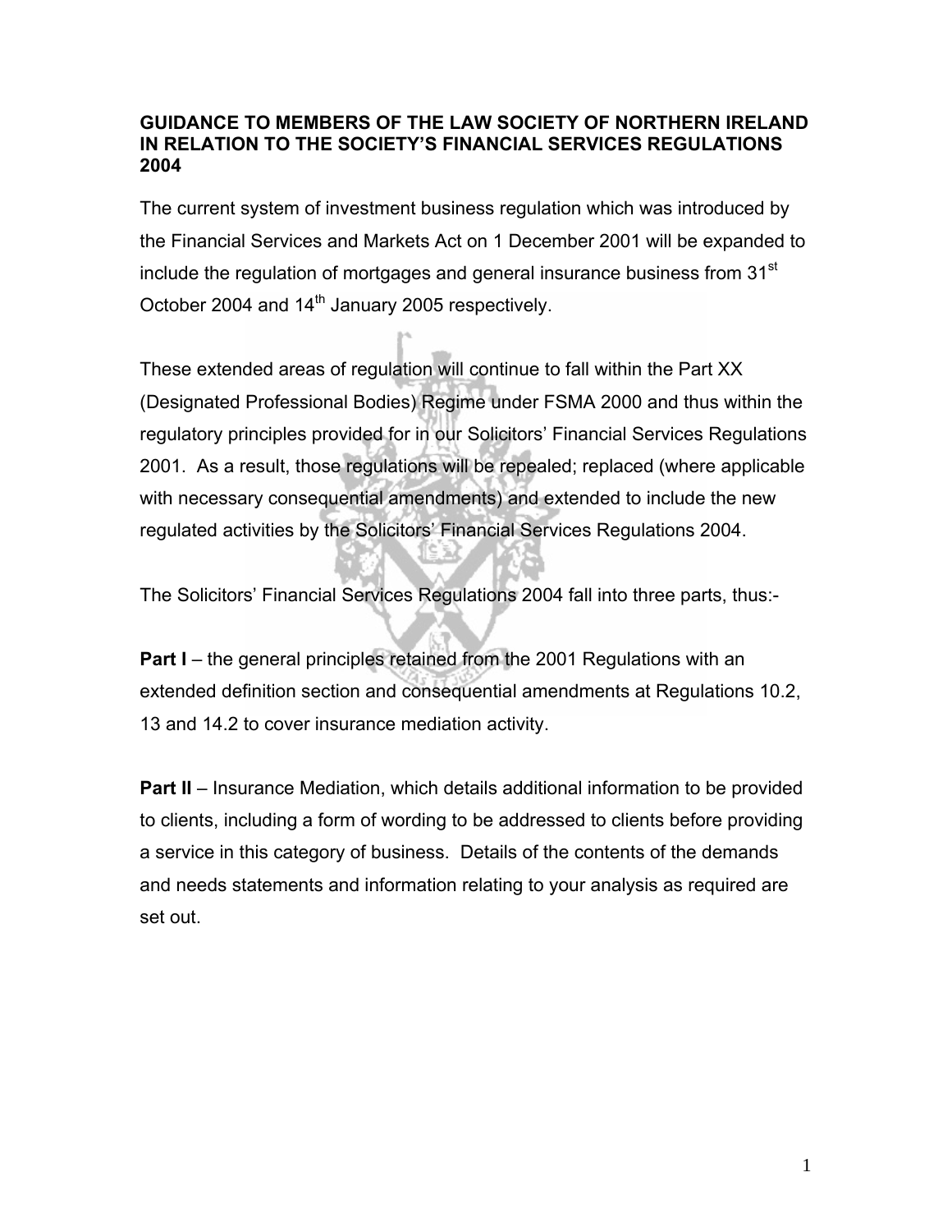# GUIDANCE TO MEMBERS OF THE LAW SOCIETY OF NORTHERN IRELAND IN RELATION TO THE SOCIETY'S FINANCIAL SERVICES REGULATIONS 2004

The current system of investment business regulation which was introduced by the Financial Services and Markets Act on 1 December 2001 will be expanded to include the regulation of mortgages and general insurance business from 31st October 2004 and 14th January 2005 respectively.

These extended areas of regulation will continue to fall within the Part XX (Designated Professional Bodies) Regime under FSMA 2000 and thus within the regulatory principles provided for in our Solicitors' Financial Services Regulations 2001. As a result, those regulations will be repealed; replaced (where applicable with necessary consequential amendments) and extended to include the new regulated activities by the Solicitors' Financial Services Regulations 2004.

The Solicitors' Financial Services Regulations 2004 fall into three parts, thus:-

**Part I** – the general principles retained from the 2001 Regulations with an extended definition section and consequential amendments at Regulations 10.2, 13 and 14.2 to cover insurance mediation activity.

**Part II** – Insurance Mediation, which details additional information to be provided to clients, including a form of wording to be addressed to clients before providing a service in this category of business. Details of the contents of the demands and needs statements and information relating to your analysis as required are set out.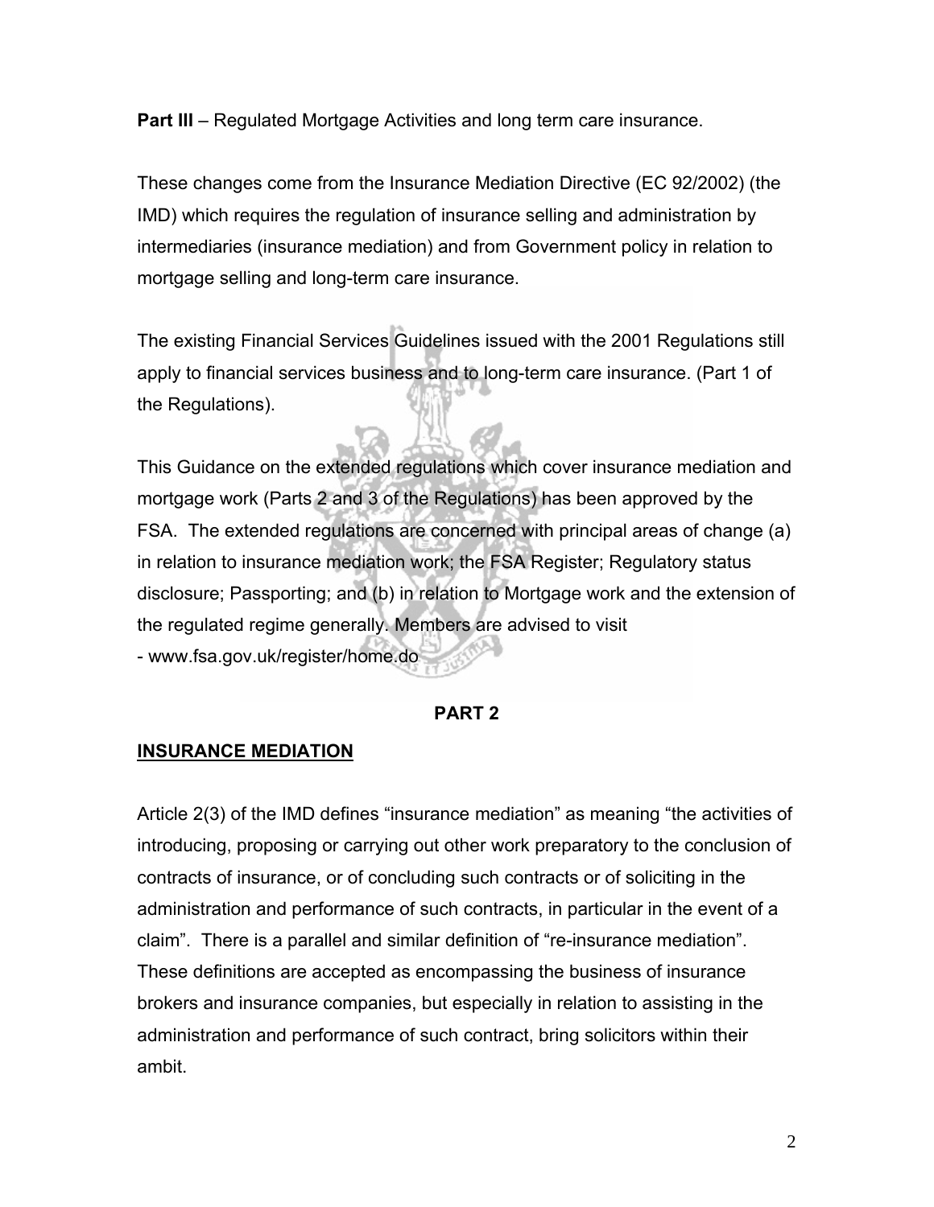**Part III** – Regulated Mortgage Activities and long term care insurance.

These changes come from the Insurance Mediation Directive (EC 92/2002) (the IMD) which requires the regulation of insurance selling and administration by intermediaries (insurance mediation) and from Government policy in relation to mortgage selling and long-term care insurance.

The existing Financial Services Guidelines issued with the 2001 Regulations still apply to financial services business and to long-term care insurance. (Part 1 of the Regulations).

This Guidance on the extended regulations which cover insurance mediation and mortgage work (Parts 2 and 3 of the Regulations) has been approved by the FSA. The extended regulations are concerned with principal areas of change (a) in relation to insurance mediation work; the FSA Register; Regulatory status disclosure; Passporting; and (b) in relation to Mortgage work and the extension of the regulated regime generally. Members are advised to visit
- www.fsa.gov.uk/register/home.do

**PART 2**

**INSURANCE MEDIATION**

Article 2(3) of the IMD defines "insurance mediation" as meaning "the activities of introducing, proposing or carrying out other work preparatory to the conclusion of contracts of insurance, or of concluding such contracts or of soliciting in the administration and performance of such contracts, in particular in the event of a claim". There is a parallel and similar definition of "re-insurance mediation". These definitions are accepted as encompassing the business of insurance brokers and insurance companies, but especially in relation to assisting in the administration and performance of such contract, bring solicitors within their ambit.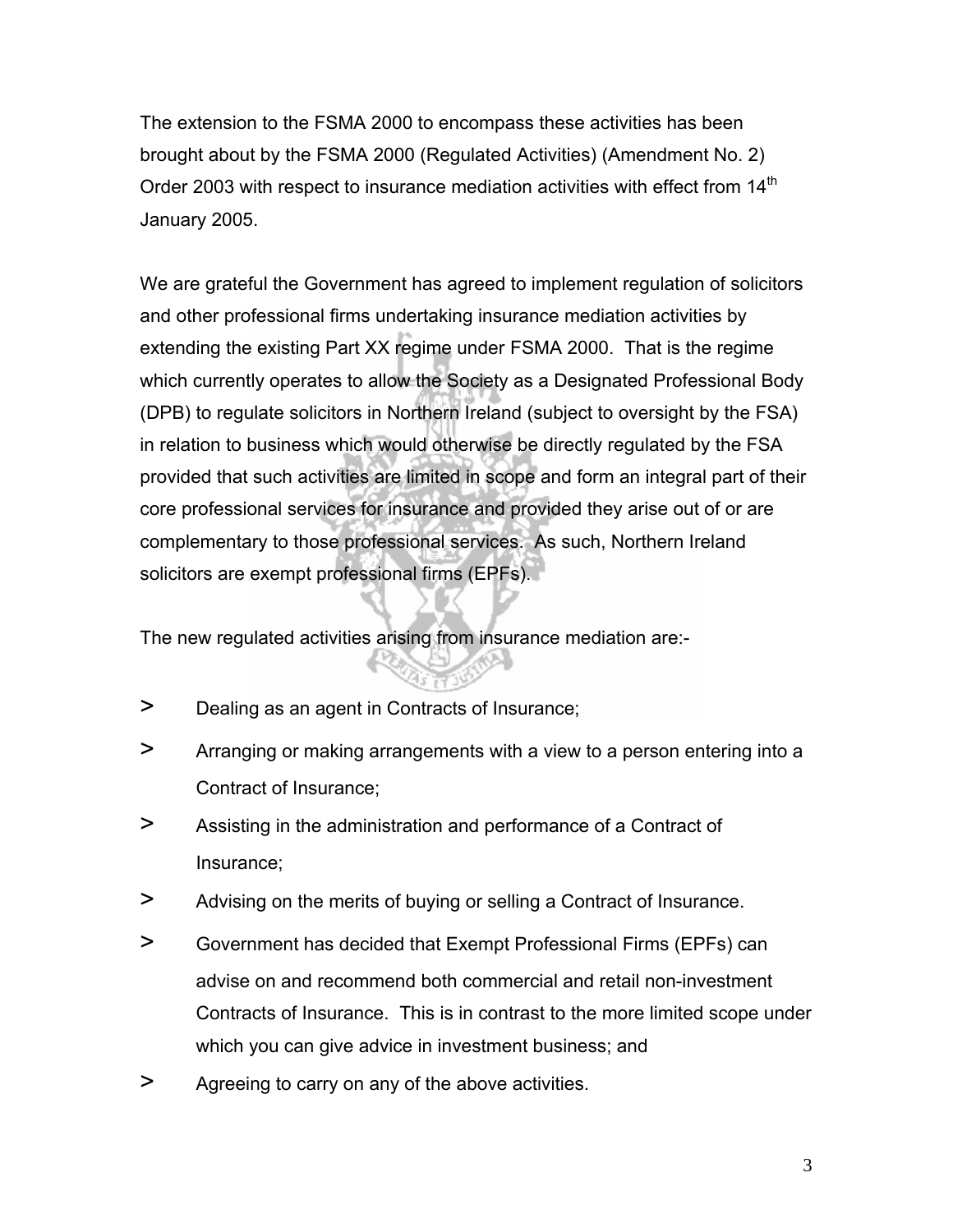The extension to the FSMA 2000 to encompass these activities has been brought about by the FSMA 2000 (Regulated Activities) (Amendment No. 2) Order 2003 with respect to insurance mediation activities with effect from 14th January 2005.

We are grateful the Government has agreed to implement regulation of solicitors and other professional firms undertaking insurance mediation activities by extending the existing Part XX regime under FSMA 2000. That is the regime which currently operates to allow the Society as a Designated Professional Body (DPB) to regulate solicitors in Northern Ireland (subject to oversight by the FSA) in relation to business which would otherwise be directly regulated by the FSA provided that such activities are limited in scope and form an integral part of their core professional services for insurance and provided they arise out of or are complementary to those professional services. As such, Northern Ireland solicitors are exempt professional firms (EPFs).

The new regulated activities arising from insurance mediation are:-

- Dealing as an agent in Contracts of Insurance;
- Arranging or making arrangements with a view to a person entering into a Contract of Insurance;
- Assisting in the administration and performance of a Contract of Insurance;
- Advising on the merits of buying or selling a Contract of Insurance.
- Government has decided that Exempt Professional Firms (EPFs) can advise on and recommend both commercial and retail non-investment Contracts of Insurance. This is in contrast to the more limited scope under which you can give advice in investment business; and
- Agreeing to carry on any of the above activities.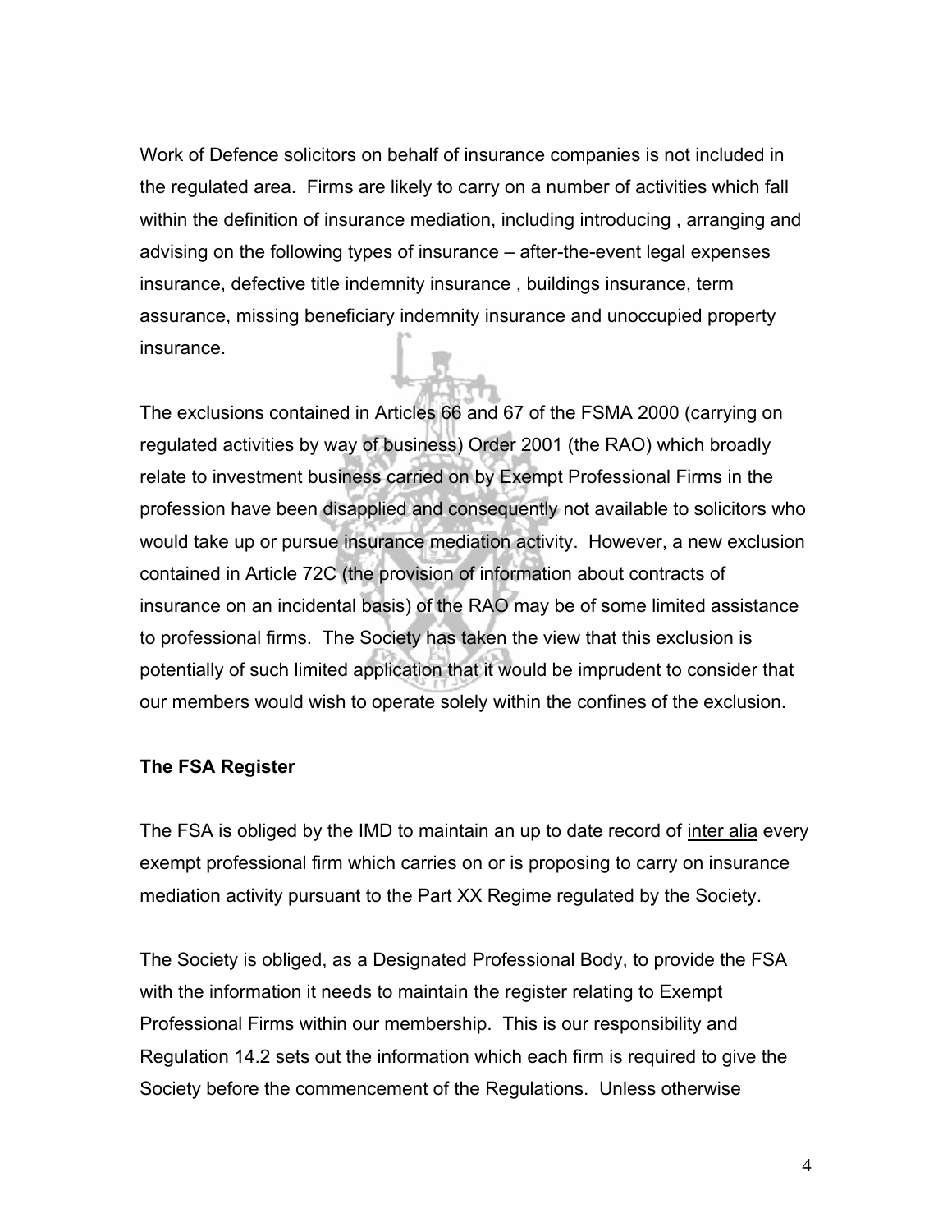Work of Defence solicitors on behalf of insurance companies is not included in the regulated area. Firms are likely to carry on a number of activities which fall within the definition of insurance mediation, including introducing , arranging and advising on the following types of insurance – after-the-event legal expenses insurance, defective title indemnity insurance , buildings insurance, term assurance, missing beneficiary indemnity insurance and unoccupied property insurance.

The exclusions contained in Articles 66 and 67 of the FSMA 2000 (carrying on regulated activities by way of business) Order 2001 (the RAO) which broadly relate to investment business carried on by Exempt Professional Firms in the profession have been disapplied and consequently not available to solicitors who would take up or pursue insurance mediation activity. However, a new exclusion contained in Article 72C (the provision of information about contracts of insurance on an incidental basis) of the RAO may be of some limited assistance to professional firms. The Society has taken the view that this exclusion is potentially of such limited application that it would be imprudent to consider that our members would wish to operate solely within the confines of the exclusion.

**The FSA Register**

The FSA is obliged by the IMD to maintain an up to date record of inter alia every exempt professional firm which carries on or is proposing to carry on insurance mediation activity pursuant to the Part XX Regime regulated by the Society.

The Society is obliged, as a Designated Professional Body, to provide the FSA with the information it needs to maintain the register relating to Exempt Professional Firms within our membership. This is our responsibility and Regulation 14.2 sets out the information which each firm is required to give the Society before the commencement of the Regulations. Unless otherwise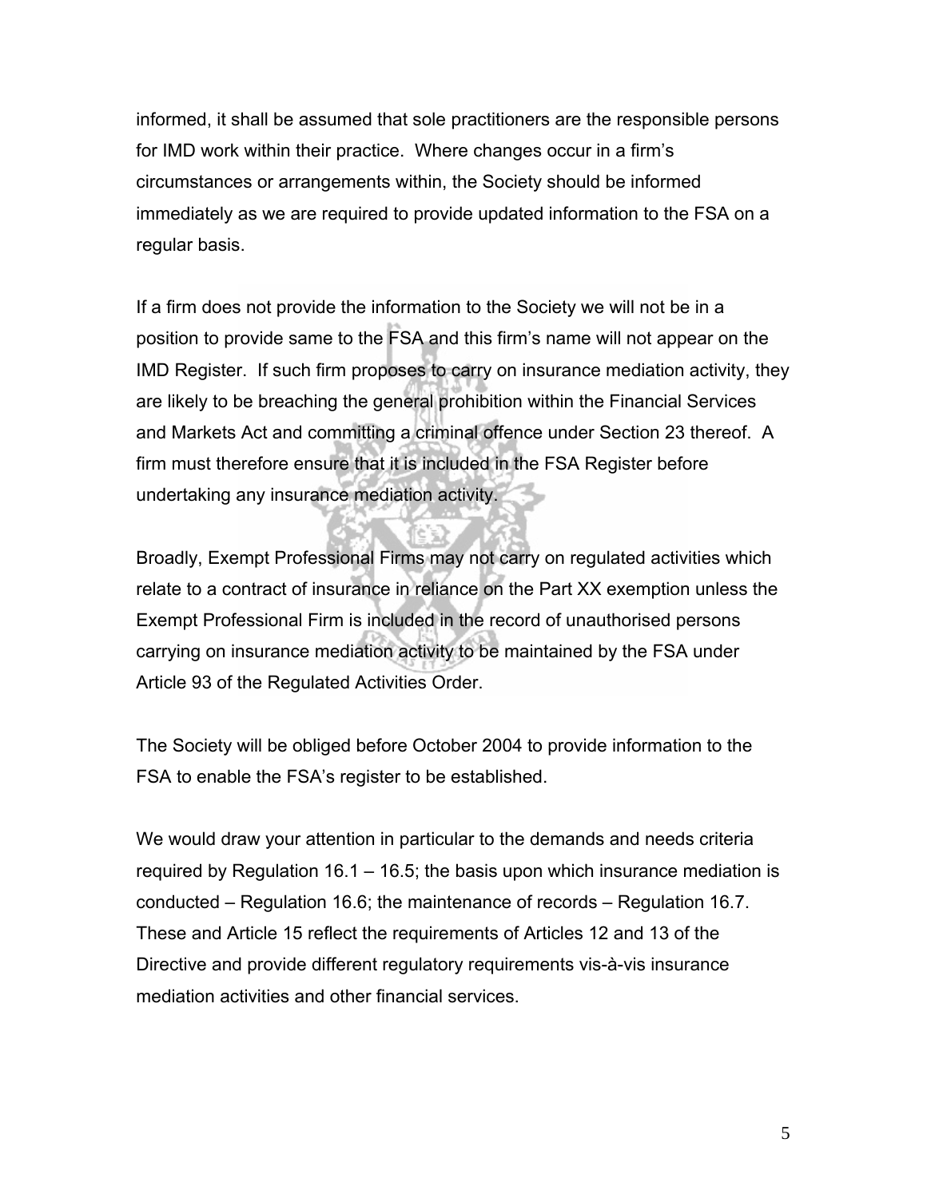informed, it shall be assumed that sole practitioners are the responsible persons for IMD work within their practice. Where changes occur in a firm's circumstances or arrangements within, the Society should be informed immediately as we are required to provide updated information to the FSA on a regular basis.

If a firm does not provide the information to the Society we will not be in a position to provide same to the FSA and this firm's name will not appear on the IMD Register. If such firm proposes to carry on insurance mediation activity, they are likely to be breaching the general prohibition within the Financial Services and Markets Act and committing a criminal offence under Section 23 thereof. A firm must therefore ensure that it is included in the FSA Register before undertaking any insurance mediation activity.

Broadly, Exempt Professional Firms may not carry on regulated activities which relate to a contract of insurance in reliance on the Part XX exemption unless the Exempt Professional Firm is included in the record of unauthorised persons carrying on insurance mediation activity to be maintained by the FSA under Article 93 of the Regulated Activities Order.

The Society will be obliged before October 2004 to provide information to the FSA to enable the FSA's register to be established.

We would draw your attention in particular to the demands and needs criteria required by Regulation 16.1 – 16.5; the basis upon which insurance mediation is conducted – Regulation 16.6; the maintenance of records – Regulation 16.7. These and Article 15 reflect the requirements of Articles 12 and 13 of the Directive and provide different regulatory requirements vis-à-vis insurance mediation activities and other financial services.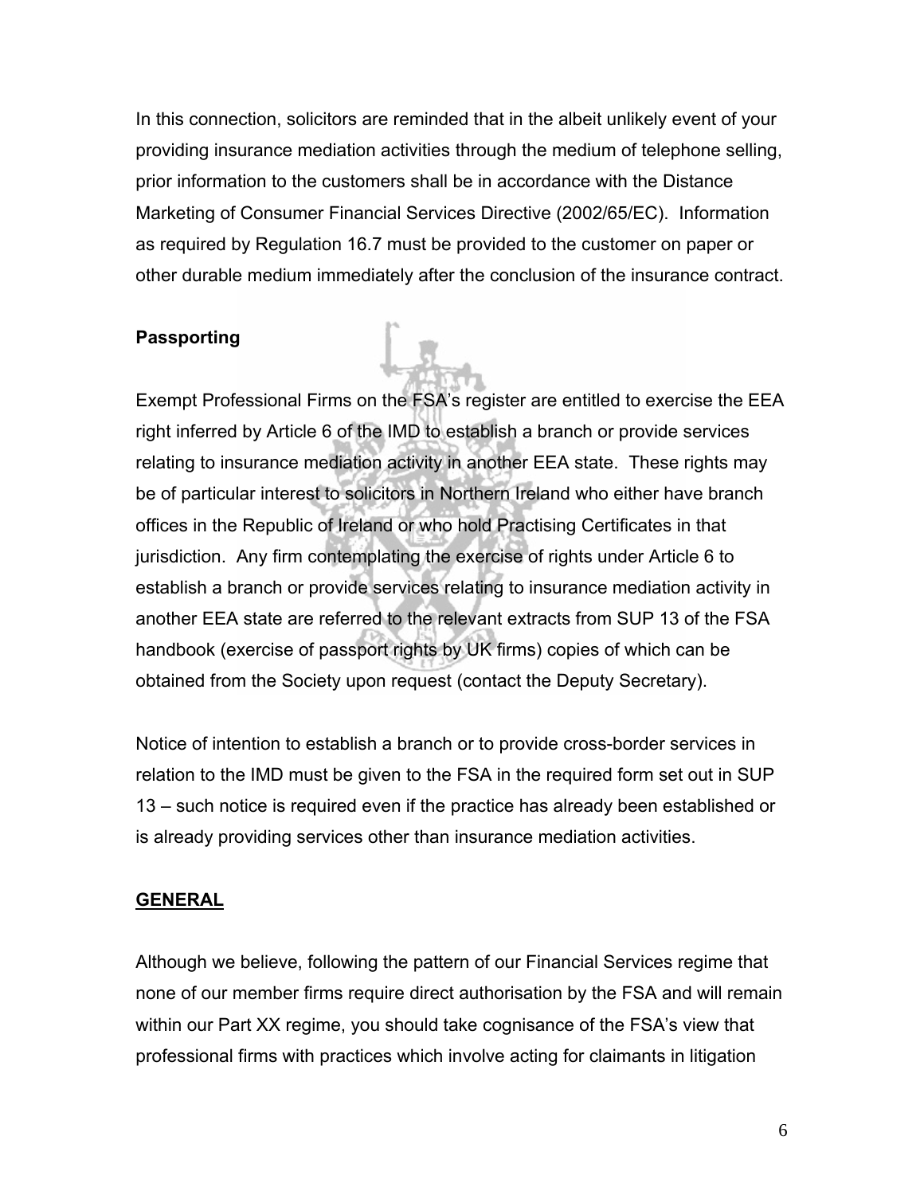In this connection, solicitors are reminded that in the albeit unlikely event of your providing insurance mediation activities through the medium of telephone selling, prior information to the customers shall be in accordance with the Distance Marketing of Consumer Financial Services Directive (2002/65/EC). Information as required by Regulation 16.7 must be provided to the customer on paper or other durable medium immediately after the conclusion of the insurance contract.

**Passporting**

Exempt Professional Firms on the FSA's register are entitled to exercise the EEA right inferred by Article 6 of the IMD to establish a branch or provide services relating to insurance mediation activity in another EEA state. These rights may be of particular interest to solicitors in Northern Ireland who either have branch offices in the Republic of Ireland or who hold Practising Certificates in that jurisdiction. Any firm contemplating the exercise of rights under Article 6 to establish a branch or provide services relating to insurance mediation activity in another EEA state are referred to the relevant extracts from SUP 13 of the FSA handbook (exercise of passport rights by UK firms) copies of which can be obtained from the Society upon request (contact the Deputy Secretary).

Notice of intention to establish a branch or to provide cross-border services in relation to the IMD must be given to the FSA in the required form set out in SUP 13 – such notice is required even if the practice has already been established or is already providing services other than insurance mediation activities.

## GENERAL

Although we believe, following the pattern of our Financial Services regime that none of our member firms require direct authorisation by the FSA and will remain within our Part XX regime, you should take cognisance of the FSA's view that professional firms with practices which involve acting for claimants in litigation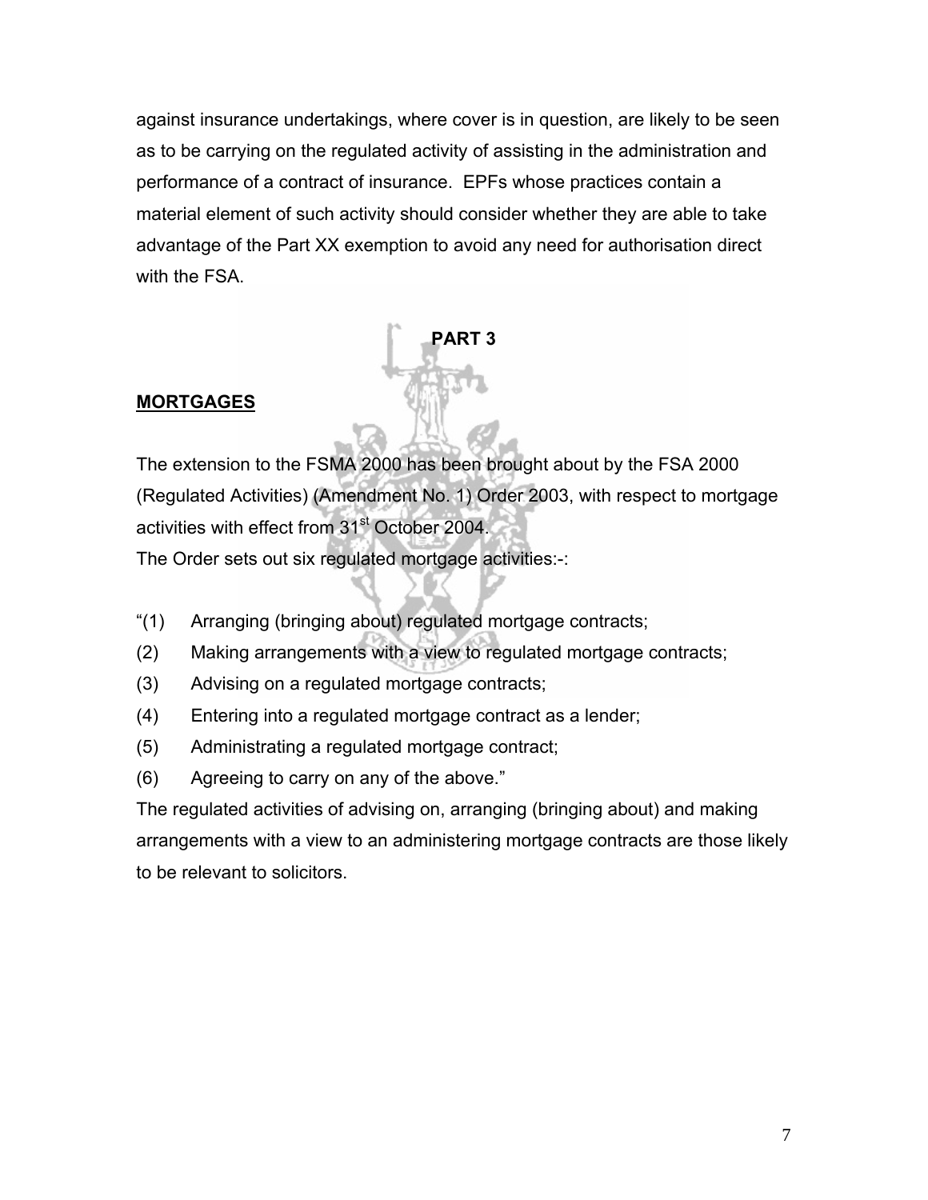against insurance undertakings, where cover is in question, are likely to be seen as to be carrying on the regulated activity of assisting in the administration and performance of a contract of insurance. EPFs whose practices contain a material element of such activity should consider whether they are able to take advantage of the Part XX exemption to avoid any need for authorisation direct with the FSA.

## PART 3

**MORTGAGES**

The extension to the FSMA 2000 has been brought about by the FSA 2000 (Regulated Activities) (Amendment No. 1) Order 2003, with respect to mortgage activities with effect from 31st October 2004.

The Order sets out six regulated mortgage activities:-:

“(1) Arranging (bringing about) regulated mortgage contracts;

(2) Making arrangements with a view to regulated mortgage contracts;

(3) Advising on a regulated mortgage contracts;

(4) Entering into a regulated mortgage contract as a lender;

(5) Administrating a regulated mortgage contract;

(6) Agreeing to carry on any of the above.”

The regulated activities of advising on, arranging (bringing about) and making arrangements with a view to an administering mortgage contracts are those likely to be relevant to solicitors.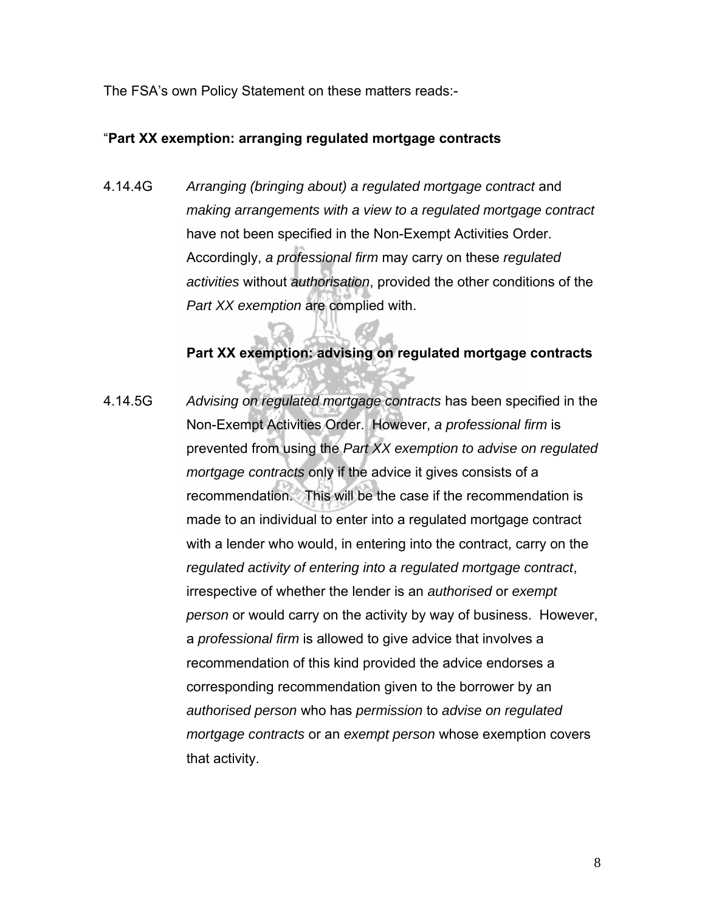The FSA's own Policy Statement on these matters reads:-

"**Part XX exemption: arranging regulated mortgage contracts**

4.14.4G *Arranging (bringing about) a regulated mortgage contract* and *making arrangements with a view to a regulated mortgage contract* have not been specified in the Non-Exempt Activities Order. Accordingly, *a professional firm* may carry on these *regulated activities* without *authorisation*, provided the other conditions of the *Part XX exemption* are complied with.

**Part XX exemption: advising on regulated mortgage contracts**

4.14.5G *Advising on regulated mortgage contracts* has been specified in the Non-Exempt Activities Order. However, *a professional firm* is prevented from using the *Part XX exemption to advise on regulated mortgage contracts* only if the advice it gives consists of a recommendation. This will be the case if the recommendation is made to an individual to enter into a regulated mortgage contract with a lender who would, in entering into the contract, carry on the *regulated activity of entering into a regulated mortgage contract*, irrespective of whether the lender is an *authorised* or *exempt person* or would carry on the activity by way of business. However, a *professional firm* is allowed to give advice that involves a recommendation of this kind provided the advice endorses a corresponding recommendation given to the borrower by an *authorised person* who has *permission* to *advise on regulated mortgage contracts* or an *exempt person* whose exemption covers that activity.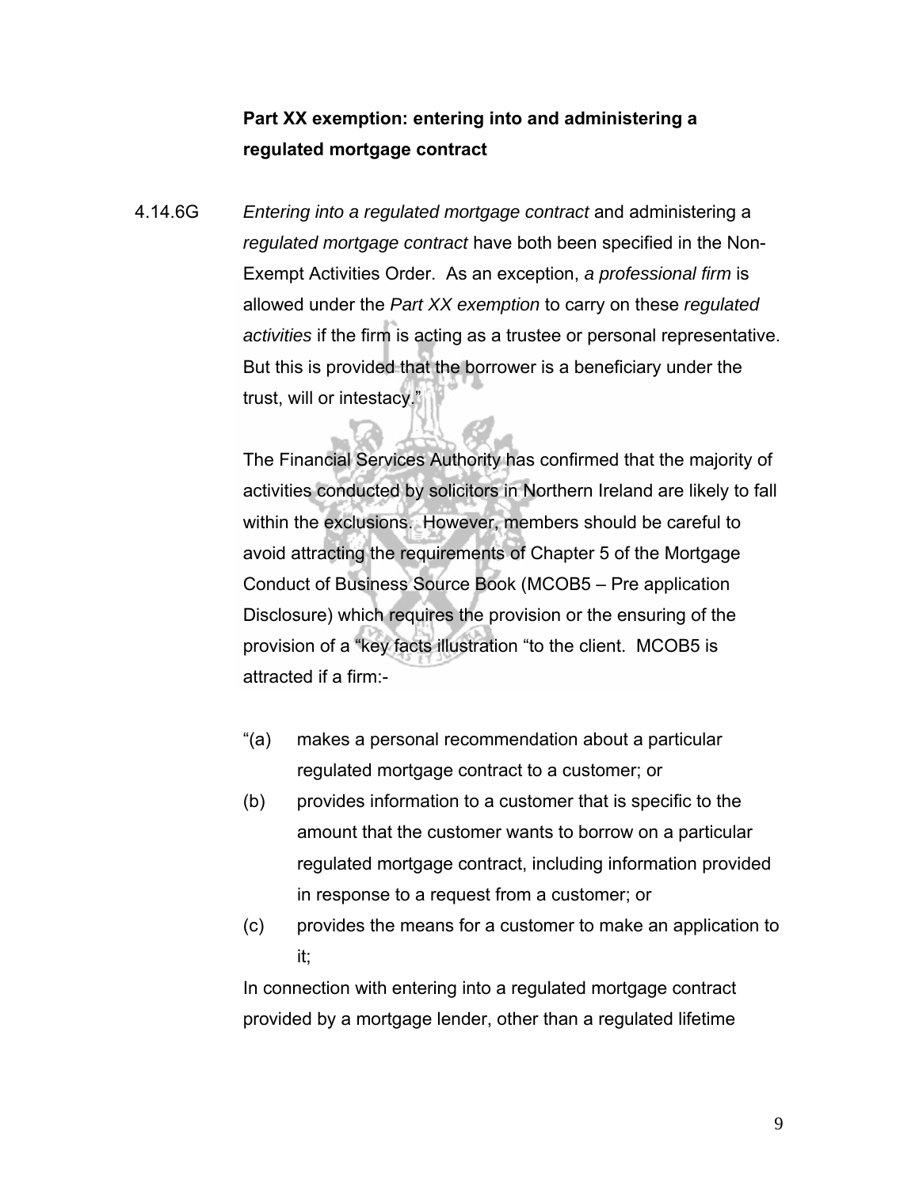**Part XX exemption: entering into and administering a regulated mortgage contract**

4.14.6G *Entering into a regulated mortgage contract* and administering a *regulated mortgage contract* have both been specified in the Non-Exempt Activities Order. As an exception, *a professional firm* is allowed under the *Part XX exemption* to carry on these *regulated activities* if the firm is acting as a trustee or personal representative. But this is provided that the borrower is a beneficiary under the trust, will or intestacy."

The Financial Services Authority has confirmed that the majority of activities conducted by solicitors in Northern Ireland are likely to fall within the exclusions. However, members should be careful to avoid attracting the requirements of Chapter 5 of the Mortgage Conduct of Business Source Book (MCOB5 – Pre application Disclosure) which requires the provision or the ensuring of the provision of a "key facts illustration "to the client. MCOB5 is attracted if a firm:-

"(a) makes a personal recommendation about a particular regulated mortgage contract to a customer; or

(b) provides information to a customer that is specific to the amount that the customer wants to borrow on a particular regulated mortgage contract, including information provided in response to a request from a customer; or

(c) provides the means for a customer to make an application to it;

In connection with entering into a regulated mortgage contract provided by a mortgage lender, other than a regulated lifetime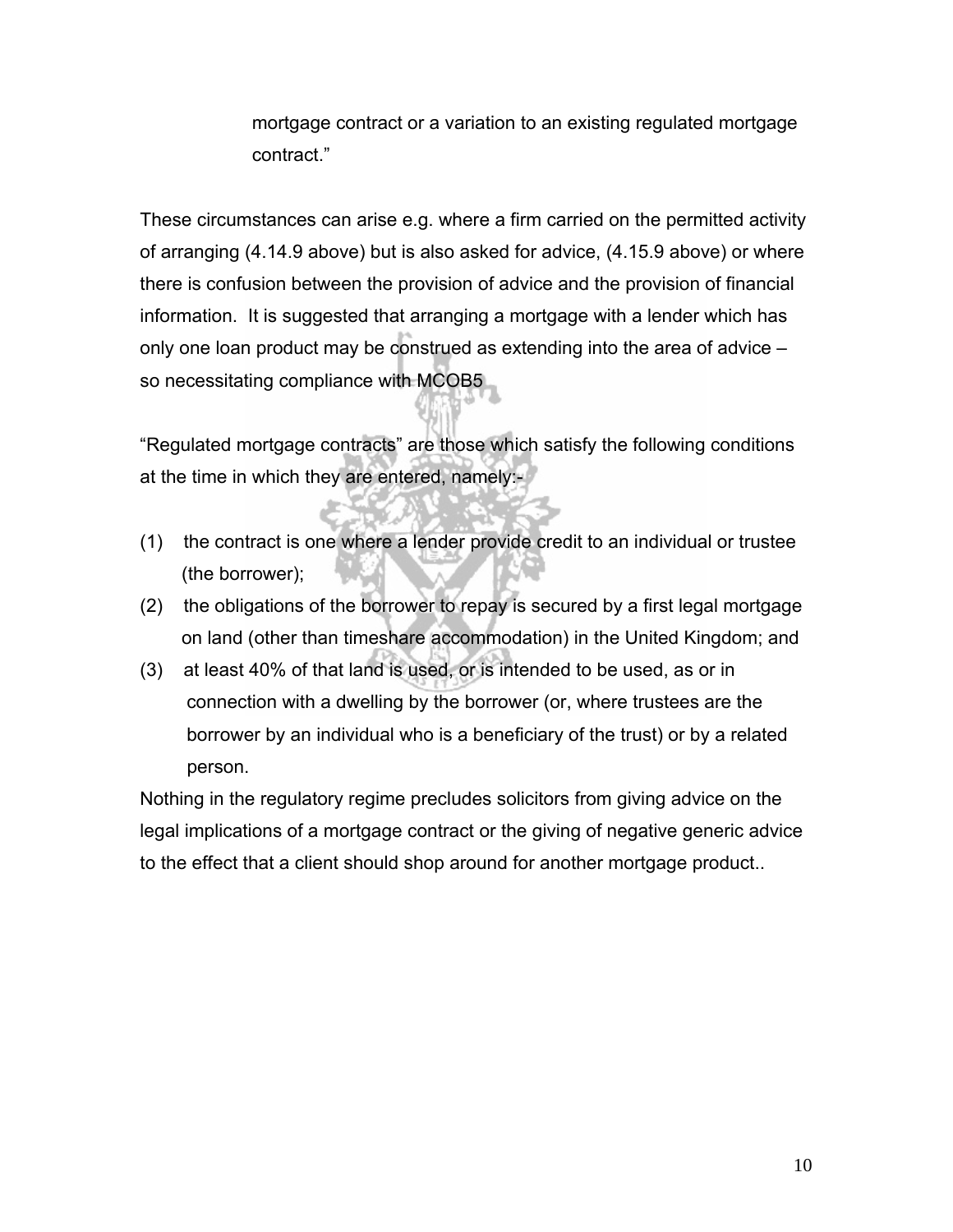mortgage contract or a variation to an existing regulated mortgage contract."

These circumstances can arise e.g. where a firm carried on the permitted activity of arranging (4.14.9 above) but is also asked for advice, (4.15.9 above) or where there is confusion between the provision of advice and the provision of financial information. It is suggested that arranging a mortgage with a lender which has only one loan product may be construed as extending into the area of advice – so necessitating compliance with MCOB5

"Regulated mortgage contracts" are those which satisfy the following conditions at the time in which they are entered, namely:-

(1) the contract is one where a lender provide credit to an individual or trustee (the borrower);

(2) the obligations of the borrower to repay is secured by a first legal mortgage on land (other than timeshare accommodation) in the United Kingdom; and

(3) at least 40% of that land is used, or is intended to be used, as or in connection with a dwelling by the borrower (or, where trustees are the borrower by an individual who is a beneficiary of the trust) or by a related person.

Nothing in the regulatory regime precludes solicitors from giving advice on the legal implications of a mortgage contract or the giving of negative generic advice to the effect that a client should shop around for another mortgage product..